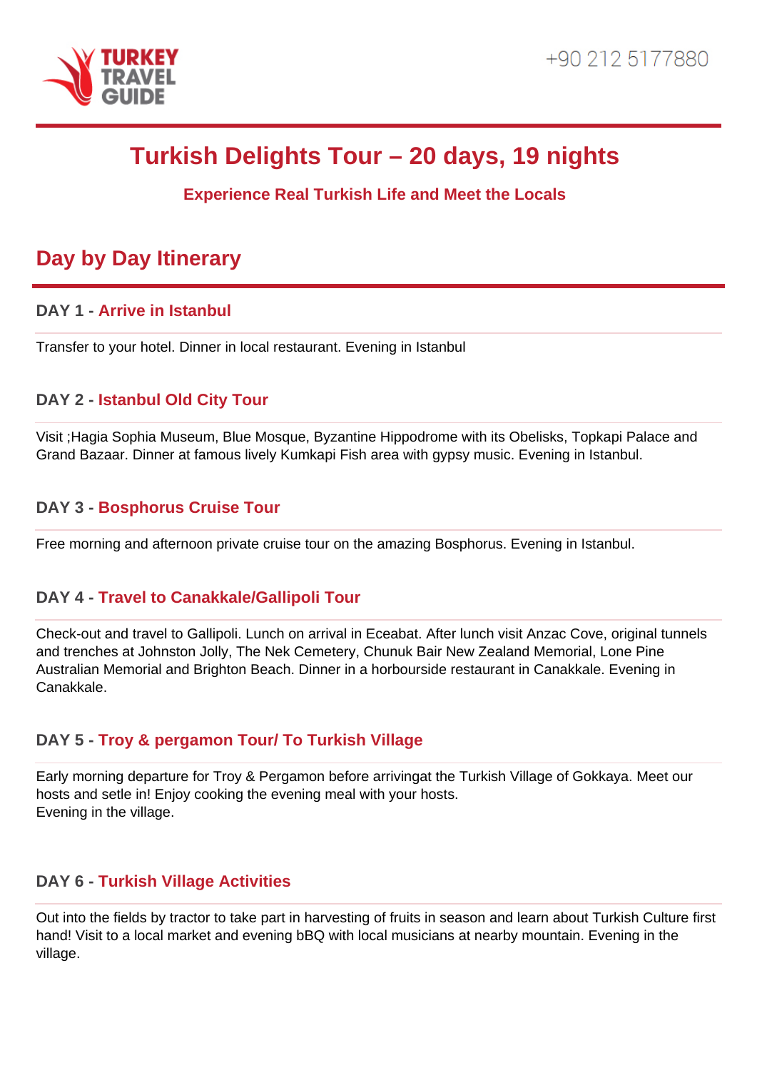# Turkish Delights Tour – 20 days, 19 nights

### Experience Real Turkish Life and Meet the Locals

## Day by Day Itinerary

### DAY 1 - Arrive in Istanbul

Transfer to your hotel. Dinner in local restaurant. Evening in Istanbul

### DAY 2 - Istanbul Old City Tour

Visit ;Hagia Sophia Museum, Blue Mosque, Byzantine Hippodrome with its Obelisks, Topkapi Palace and Grand Bazaar. Dinner at famous lively Kumkapi Fish area with gypsy music. Evening in Istanbul.

### DAY 3 - Bosphorus Cruise Tour

Free morning and afternoon private cruise tour on the amazing Bosphorus. Evening in Istanbul.

### DAY 4 - Travel to Canakkale/Gallipoli Tour

Check-out and travel to Gallipoli. Lunch on arrival in Eceabat. After lunch visit Anzac Cove, original tunnels and trenches at Johnston Jolly, The Nek Cemetery, Chunuk Bair New Zealand Memorial, Lone Pine Australian Memorial and Brighton Beach. Dinner in a horbourside restaurant in Canakkale. Evening in Canakkale.

### DAY 5 - Troy & pergamon Tour/ To Turkish Village

Early morning departure for Troy & Pergamon before arrivingat the Turkish Village of Gokkaya. Meet our hosts and setle in! Enjoy cooking the evening meal with your hosts.
Evening in the village.

### DAY 6 - Turkish Village Activities

Out into the fields by tractor to take part in harvesting of fruits in season and learn about Turkish Culture first hand! Visit to a local market and evening bBQ with local musicians at nearby mountain. Evening in the village.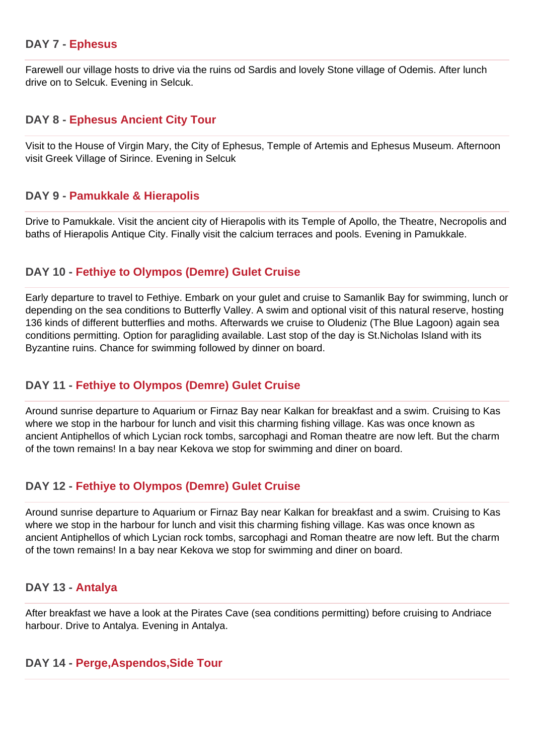### DAY 7 - Ephesus

Farewell our village hosts to drive via the ruins od Sardis and lovely Stone village of Odemis. After lunch drive on to Selcuk. Evening in Selcuk.

### DAY 8 - Ephesus Ancient City Tour

Visit to the House of Virgin Mary, the City of Ephesus, Temple of Artemis and Ephesus Museum. Afternoon visit Greek Village of Sirince. Evening in Selcuk

### DAY 9 - Pamukkale & Hierapolis

Drive to Pamukkale. Visit the ancient city of Hierapolis with its Temple of Apollo, the Theatre, Necropolis and baths of Hierapolis Antique City. Finally visit the calcium terraces and pools. Evening in Pamukkale.

### DAY 10 - Fethiye to Olympos (Demre) Gulet Cruise

Early departure to travel to Fethiye. Embark on your gulet and cruise to Samanlik Bay for swimming, lunch or depending on the sea conditions to Butterfly Valley. A swim and optional visit of this natural reserve, hosting 136 kinds of different butterflies and moths. Afterwards we cruise to Oludeniz (The Blue Lagoon) again sea conditions permitting. Option for paragliding available. Last stop of the day is St.Nicholas Island with its Byzantine ruins. Chance for swimming followed by dinner on board.

### DAY 11 - Fethiye to Olympos (Demre) Gulet Cruise

Around sunrise departure to Aquarium or Firnaz Bay near Kalkan for breakfast and a swim. Cruising to Kas where we stop in the harbour for lunch and visit this charming fishing village. Kas was once known as ancient Antiphellos of which Lycian rock tombs, sarcophagi and Roman theatre are now left. But the charm of the town remains! In a bay near Kekova we stop for swimming and diner on board.

### DAY 12 - Fethiye to Olympos (Demre) Gulet Cruise

Around sunrise departure to Aquarium or Firnaz Bay near Kalkan for breakfast and a swim. Cruising to Kas where we stop in the harbour for lunch and visit this charming fishing village. Kas was once known as ancient Antiphellos of which Lycian rock tombs, sarcophagi and Roman theatre are now left. But the charm of the town remains! In a bay near Kekova we stop for swimming and diner on board.

### DAY 13 - Antalya

After breakfast we have a look at the Pirates Cave (sea conditions permitting) before cruising to Andriace harbour. Drive to Antalya. Evening in Antalya.

### DAY 14 - Perge,Aspendos,Side Tour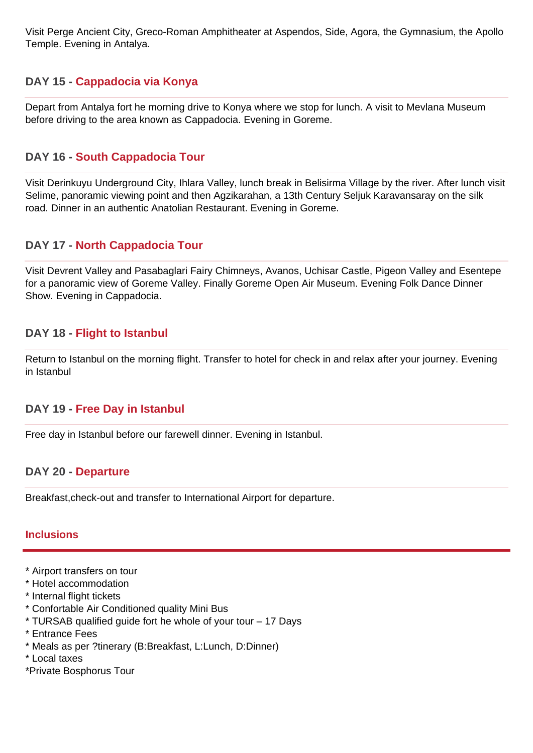Visit Perge Ancient City, Greco-Roman Amphitheater at Aspendos, Side, Agora, the Gymnasium, the Apollo Temple. Evening in Antalya.

### DAY 15 - Cappadocia via Konya

Depart from Antalya fort he morning drive to Konya where we stop for lunch. A visit to Mevlana Museum before driving to the area known as Cappadocia. Evening in Goreme.

### DAY 16 - South Cappadocia Tour

Visit Derinkuyu Underground City, Ihlara Valley, lunch break in Belisirma Village by the river. After lunch visit Selime, panoramic viewing point and then Agzikarahan, a 13th Century Seljuk Karavansaray on the silk road. Dinner in an authentic Anatolian Restaurant. Evening in Goreme.

### DAY 17 - North Cappadocia Tour

Visit Devrent Valley and Pasabaglari Fairy Chimneys, Avanos, Uchisar Castle, Pigeon Valley and Esentepe for a panoramic view of Goreme Valley. Finally Goreme Open Air Museum. Evening Folk Dance Dinner Show. Evening in Cappadocia.

### DAY 18 - Flight to Istanbul

Return to Istanbul on the morning flight. Transfer to hotel for check in and relax after your journey. Evening in Istanbul

### DAY 19 - Free Day in Istanbul

Free day in Istanbul before our farewell dinner. Evening in Istanbul.

### DAY 20 - Departure

Breakfast,check-out and transfer to International Airport for departure.

## Inclusions

* Airport transfers on tour
* Hotel accommodation
* Internal flight tickets
* Confortable Air Conditioned quality Mini Bus
* TURSAB qualified guide fort he whole of your tour – 17 Days
* Entrance Fees
* Meals as per ?tinerary (B:Breakfast, L:Lunch, D:Dinner)
* Local taxes
*Private Bosphorus Tour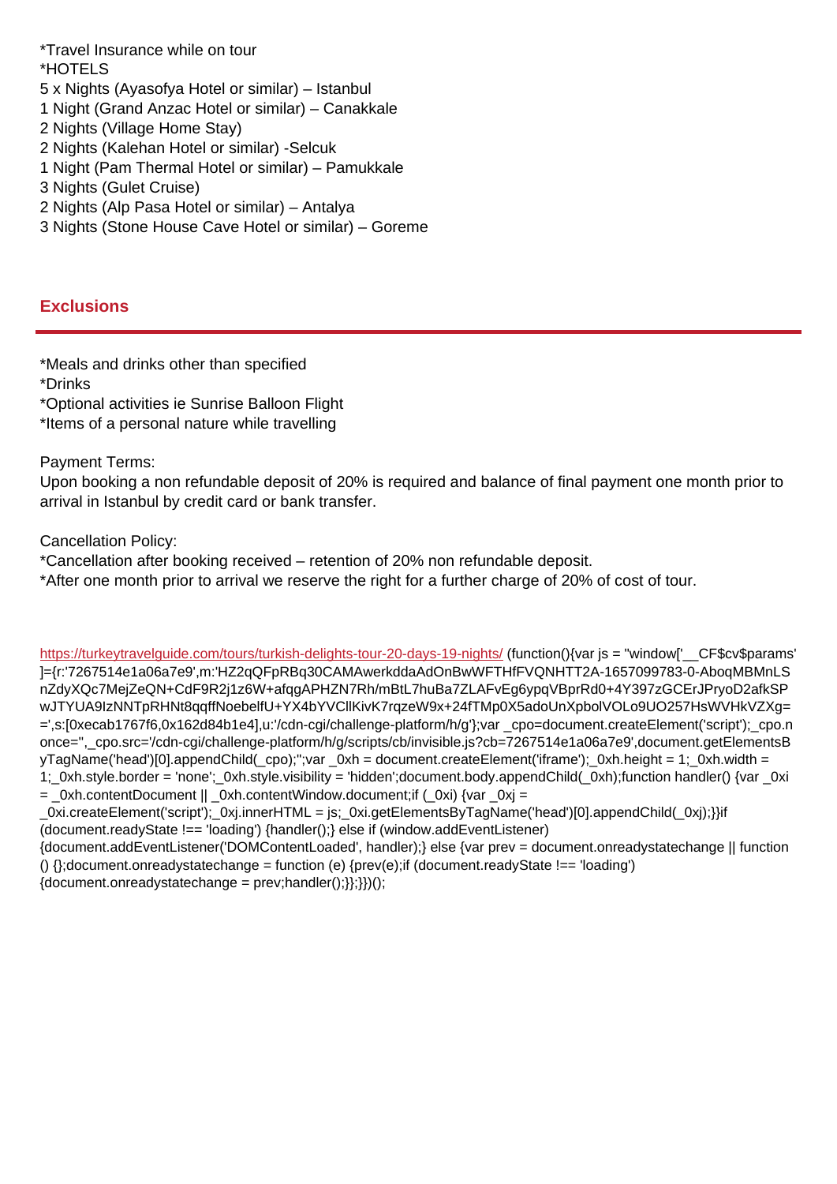*Travel Insurance while on tour
*HOTELS
5 x Nights (Ayasofya Hotel or similar) – Istanbul
1 Night (Grand Anzac Hotel or similar) – Canakkale
2 Nights (Village Home Stay)
2 Nights (Kalehan Hotel or similar) -Selcuk
1 Night (Pam Thermal Hotel or similar) – Pamukkale
3 Nights (Gulet Cruise)
2 Nights (Alp Pasa Hotel or similar) – Antalya
3 Nights (Stone House Cave Hotel or similar) – Goreme

## Exclusions

*Meals and drinks other than specified
*Drinks
*Optional activities ie Sunrise Balloon Flight
*Items of a personal nature while travelling

Payment Terms:
Upon booking a non refundable deposit of 20% is required and balance of final payment one month prior to arrival in Istanbul by credit card or bank transfer.

Cancellation Policy:
*Cancellation after booking received – retention of 20% non refundable deposit.
*After one month prior to arrival we reserve the right for a further charge of 20% of cost of tour.

https://turkeytravelguide.com/tours/turkish-delights-tour-20-days-19-nights/ (function(){var js = "window['__CF$cv$params']={r:'7267514e1a06a7e9',m:'HZ2qQFpRBq30CAMAwerkddaAdOnBwWFTHfFVQNHTT2A-1657099783-0-AboqMBMnLSnZdyXQc7MejZeQN+CdF9R2j1z6W+afqgAPHZN7Rh/mBtL7huBa7ZLAFvEg6ypqVBprRd0+4Y397zGCErJPryoD2afkSPwJTYUA9IzNNTpRHNt8qqffNoebelfU+YX4bYVCllKivK7rqzeW9x+24fTMp0X5adoUnXpbolVOLo9UO257HsWVHkVZXg==',s:[0xecab1767f6,0x162d84b1e4],u:'/cdn-cgi/challenge-platform/h/g'};var _cpo=document.createElement('script');_cpo.nonce='',_cpo.src='/cdn-cgi/challenge-platform/h/g/scripts/cb/invisible.js?cb=7267514e1a06a7e9',document.getElementsByTagName('head')[0].appendChild(_cpo);";var _0xh = document.createElement('iframe');_0xh.height = 1;_0xh.width = 1;_0xh.style.border = 'none';_0xh.style.visibility = 'hidden';document.body.appendChild(_0xh);function handler() {var _0xi = _0xh.contentDocument || _0xh.contentWindow.document;if (_0xi) {var _0xj = _0xi.createElement('script');_0xj.innerHTML = js;_0xi.getElementsByTagName('head')[0].appendChild(_0xj);}}if (document.readyState !== 'loading') {handler();} else if (window.addEventListener) {document.addEventListener('DOMContentLoaded', handler);} else {var prev = document.onreadystatechange || function () {};document.onreadystatechange = function (e) {prev(e);if (document.readyState !== 'loading') {document.onreadystatechange = prev;handler();}};}})();